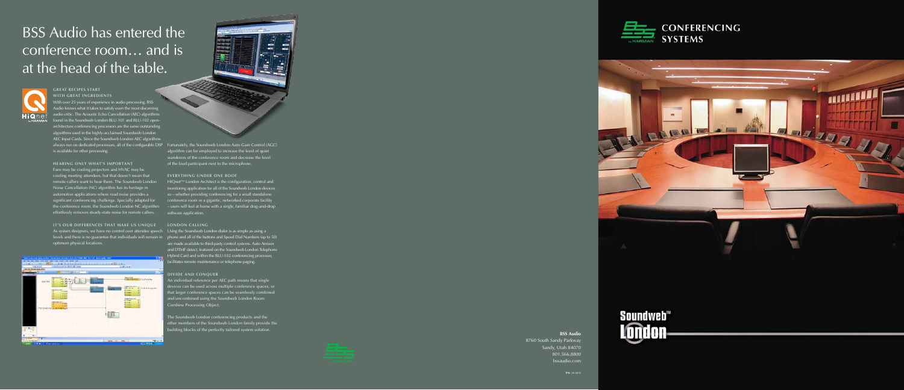# BSS Audio has entered the conference room… and is at the head of the table.

### GREAT RECIPES START WITH GREAT INGREDIENTS

With over 25 years of experience in audio processing, BSS Audio knows what it takes to satisfy even the most discerning audio critic. The Acoustic Echo Cancellation (AEC) algorithms found in the Soundweb London BLU-101 and BLU-102 open-architecture conferencing processors are the same outstanding algorithms used in the highly-acclaimed Soundweb London AEC Input Cards. Since the Soundweb London AEC algorithms always run on dedicated processors, all of the configurable DSP is available for other processing.

### HEARING ONLY WHAT'S IMPORTANT

Fans may be cooling projectors and HVAC may be cooling meeting attendees, but that doesn't mean that remote callers want to hear them. The Soundweb London Noise Cancellation (NC) algorithm has its heritage in automotive applications where road noise provides a significant conferencing challenge. Specially adapted for the conference room, the Soundweb London NC algorithm effortlessly removes steady-state noise for remote callers.

### IT'S OUR DIFFERENCES THAT MAKE US UNIQUE

As system designers, we have no control over attendee speech levels and there is no guarantee that individuals will remain in optimum physical locations. Fortunately, the Soundweb London Auto Gain Control (AGC) algorithm can be employed to increase the level of quiet wanderers of the conference room and decrease the level of the loud participant next to the microphone.

### EVERYTHING UNDER ONE ROOF

HiQnet™ London Architect is the configuration, control and monitoring application for all of the Soundweb London devices so – whether providing conferencing for a small standalone conference room or a gigantic, networked corporate facility – users will feel at home with a single, familiar drag-and-drop software application.

### LONDON CALLING

Using the Soundweb London dialer is as simple as using a phone and all of the buttons and Speed Dial Numbers (up to 50) are made available to third-party control systems. Auto Answer and DTMF detect, featured on the Soundweb London Telephone Hybrid Card and within the BLU-102 conferencing processor, facilitates remote maintenance or telephone paging.

### DIVIDE AND CONQUER

An individual reference per AEC path means that single devices can be used across multiple conference spaces, or that larger conference spaces can be seamlessly combined and uncombined using the Soundweb London Room Combine Processing Object.

The Soundweb London conferencing products and the other members of the Soundweb London family provide the building blocks of the perfectly tailored system solution.

# CONFERENCING SYSTEMS

Soundweb™ London

**BSS Audio**
8760 South Sandy Parkway
Sandy, Utah 84070
801.566.8800
bssaudio.com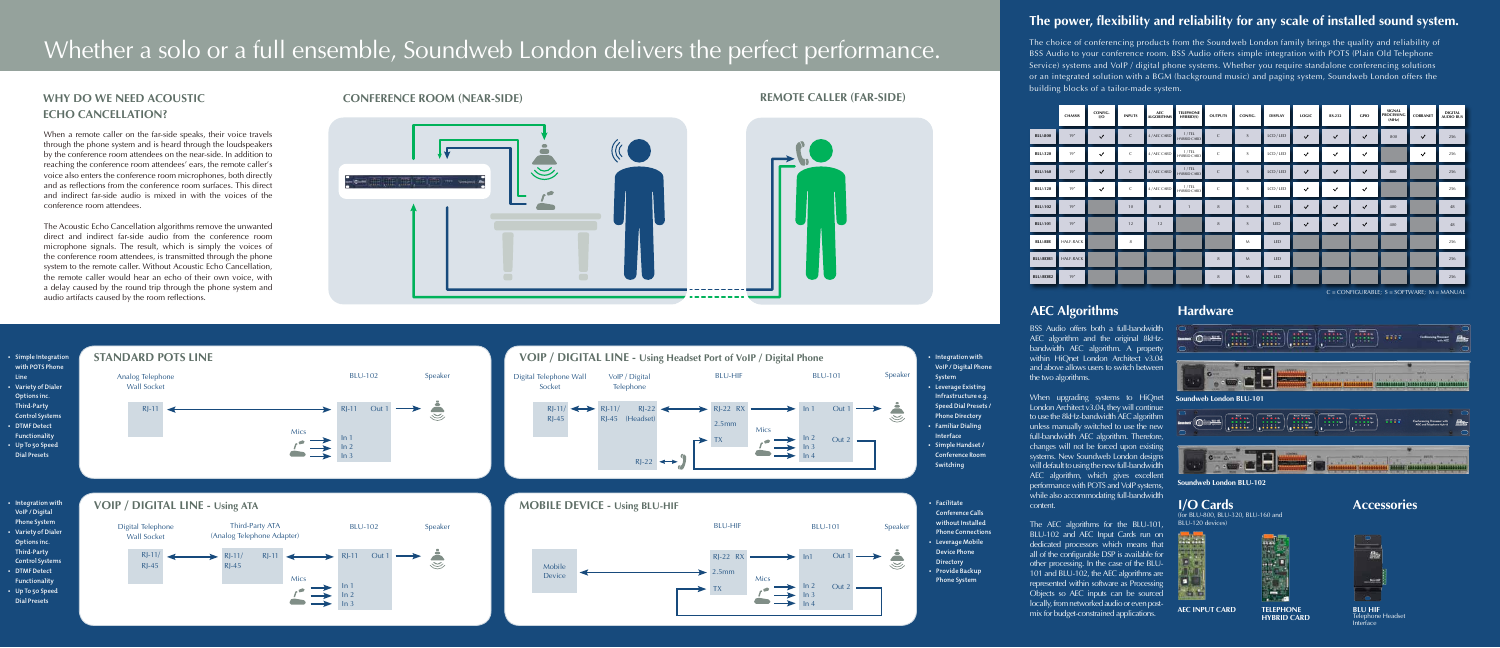# Whether a solo or a full ensemble, Soundweb London delivers the perfect performance.

## WHY DO WE NEED ACOUSTIC ECHO CANCELLATION?

When a remote caller on the far-side speaks, their voice travels through the phone system and is heard through the loudspeakers by the conference room attendees on the near-side. In addition to reaching the conference room attendees' ears, the remote caller's voice also enters the conference room microphones, both directly and as reflections from the conference room surfaces. This direct and indirect far-side audio is mixed in with the voices of the conference room attendees.

The Acoustic Echo Cancellation algorithms remove the unwanted direct and indirect far-side audio from the conference room microphone signals. The result, which is simply the voices of the conference room attendees, is transmitted through the phone system to the remote caller. Without Acoustic Echo Cancellation, the remote caller would hear an echo of their own voice, with a delay caused by the round trip through the phone system and audio artifacts caused by the room reflections.

CONFERENCE ROOM (NEAR-SIDE)

REMOTE CALLER (FAR-SIDE)

## STANDARD POTS LINE

Analog Telephone Wall Socket
RJ-11
BLU-102
RJ-11
Out 1
Speaker
Mics
In 1
In 2
In 3

- Simple Integration with POTS Phone Line
- Variety of Dialer Options inc. Third-Party Control Systems
- DTMF Detect Functionality
- Up To 50 Speed Dial Presets

## VOIP / DIGITAL LINE - Using Headset Port of VoIP / Digital Phone

Digital Telephone Wall Socket
RJ-11/ RJ-45
VoIP / Digital Telephone
RJ-11/ RJ-45
RJ-22 (Headset)
BLU-HIF
RJ-22 RX
2.5mm
TX
RJ-22
BLU-101
In 1
Out 1
Out 2
Mics
In 2
In 3
In 4
Speaker

- Integration with VoIP / Digital Phone System
- Leverage Existing Infrastructure e.g. Speed Dial Presets / Phone Directory
- Familiar Dialing Interface
- Simple Handset / Conference Room Switching

## VOIP / DIGITAL LINE - Using ATA

Digital Telephone Wall Socket
RJ-11/ RJ-45
Third-Party ATA (Analog Telephone Adapter)
RJ-11/ RJ-45
RJ-11
BLU-102
RJ-11
Out 1
Speaker
Mics
In 1
In 2
In 3

- Integration with VoIP / Digital Phone System
- Variety of Dialer Options inc. Third-Party Control Systems
- DTMF Detect Functionality
- Up To 50 Speed Dial Presets

## MOBILE DEVICE - Using BLU-HIF

Mobile Device
BLU-HIF
RJ-22 RX
2.5mm
TX
BLU-101
In1
Out 1
Out 2
Mics
In 2
In 3
In 4
Speaker

- Facilitate Conference Calls without Installed Phone Connections
- Leverage Mobile Device Phone Directory
- Provide Backup Phone System

## The power, flexibility and reliability for any scale of installed sound system.

The choice of conferencing products from the Soundweb London family brings the quality and reliability of BSS Audio to your conference room. BSS Audio offers simple integration with POTS (Plain Old Telephone Service) systems and VoIP / digital phone systems. Whether you require standalone conferencing solutions or an integrated solution with a BGM (background music) and paging system, Soundweb London offers the building blocks of a tailor-made system.

| | CHASSIS | CONFIG. I/O | INPUTS | AEC ALGORITHMS | TELEPHONE (HYBRID) | OUTPUTS | CONFIG. | DISPLAY | LOGIC | RS-232 | GPIO | SIGNAL PROCESSING (MHz) | COBRANET | DIGITAL AUDIO BUS |
|---|---|---|---|---|---|---|---|---|---|---|---|---|---|---|
| BLU-806 | 1RU | ✓ | C | C / AEC CARD | C / TEL (HYBRID CARD) | C | S | LCD / LED | ✓ | ✓ | ✓ | 300 | ✓ | 256 |
| BLU-326 | 1RU | ✓ | C | C / AEC CARD | C / TEL (HYBRID CARD) | C | S | LCD / LED | ✓ | ✓ | ✓ | | ✓ | 256 |
| BLU-160 | 1RU | ✓ | C | C / AEC CARD | C / TEL (HYBRID CARD) | C | S | LCD / LED | ✓ | ✓ | ✓ | 300 | | 256 |
| BLU-120 | 1RU | ✓ | C | C / AEC CARD | C / TEL (HYBRID CARD) | C | S | LCD / LED | ✓ | ✓ | ✓ | | | 256 |
| BLU-102 | 1RU | | 10 | 8 | 1 | 8 | S | LED | ✓ | ✓ | ✓ | 400 | | 48 |
| BLU-101 | 1RU | | 12 | 12 | | 8 | S | LED | ✓ | ✓ | ✓ | 400 | | 48 |
| BLU-800 | HALF RACK | | 8 | | | | M | LED | | | | | | 256 |
| BLU-BOB1 | HALF RACK | | | | | 8 | M | LED | | | | | | 256 |
| BLU-BOB2 | 1RU | | | | | 8 | M | LED | | | | | | 256 |

C = CONFIGURABLE; S = SOFTWARE; M = MANUAL

## AEC Algorithms

BSS Audio offers both a full-bandwidth AEC algorithm and the original 8kHz-bandwidth AEC algorithm. A property within HiQnet London Architect v3.04 and above allows users to switch between the two algorithms.

When upgrading systems to HiQnet London Architect v3.04, they will continue to use the 8kHz-bandwidth AEC algorithm unless manually switched to use the new full-bandwidth AEC algorithm. Therefore, changes will not be forced upon existing systems. New Soundweb London designs will default to using the new full-bandwidth AEC algorithm, which gives excellent performance with POTS and VoIP systems, while also accommodating full-bandwidth content.

The AEC algorithms for the BLU-101, BLU-102 and AEC Input Cards run on dedicated processors which means that all of the configurable DSP is available for other processing. In the case of the BLU-101 and BLU-102, the AEC algorithms are represented within software as Processing Objects so AEC inputs can be sourced locally, from networked audio or even post-mix for budget-constrained applications.

## Hardware

Soundweb London BLU-101

Soundweb London BLU-102

## I/O Cards

(for BLU-800, BLU-320, BLU-160 and BLU-120 devices)

AEC INPUT CARD

TELEPHONE HYBRID CARD

## Accessories

BLU HIF
Telephone Headset Interface